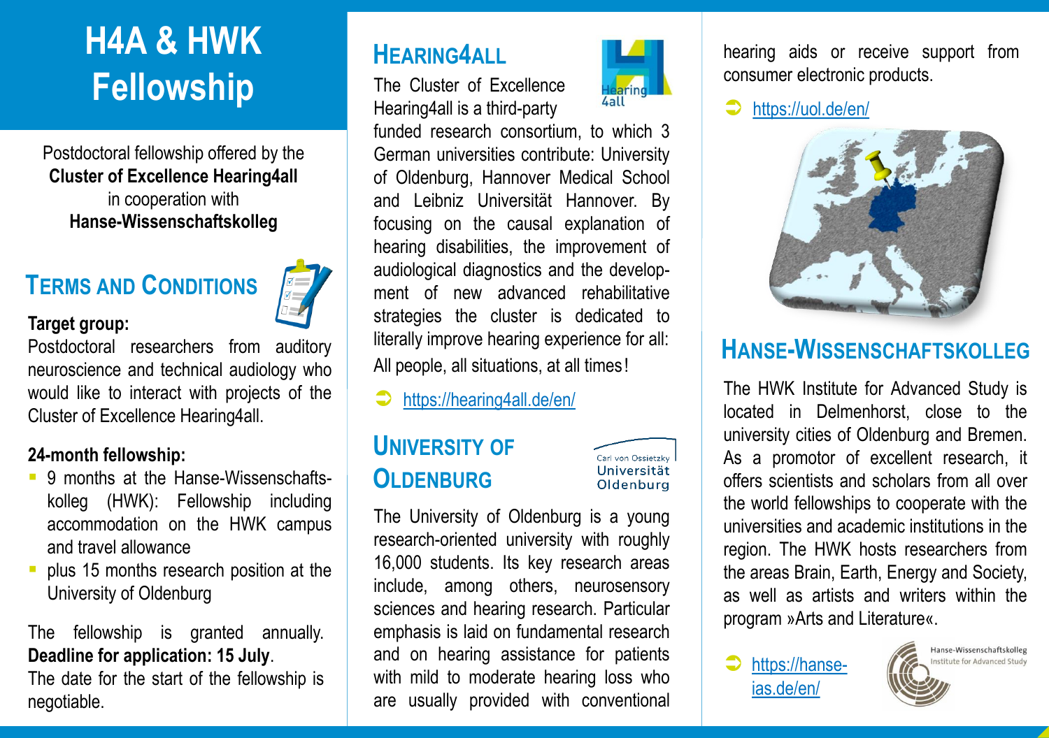# H4A & HWK Fellowship

Postdoctoral fellowship offered by the
**Cluster of Excellence Hearing4all**
in cooperation with
**Hanse-Wissenschaftskolleg**

## Terms and Conditions

**Target group:**
Postdoctoral researchers from auditory neuroscience and technical audiology who would like to interact with projects of the Cluster of Excellence Hearing4all.

**24-month fellowship:**

- 9 months at the Hanse-Wissenschafts­kolleg (HWK): Fellowship including accommodation on the HWK campus and travel allowance
- plus 15 months research position at the University of Oldenburg

The fellowship is granted annually.
**Deadline for application: 15 July**.
The date for the start of the fellowship is negotiable.

## Hearing4all

The Cluster of Excellence Hearing4all is a third-party funded research consortium, to which 3 German universities contribute: University of Oldenburg, Hannover Medical School and Leibniz Universität Hannover. By focusing on the causal explanation of hearing disabilities, the improvement of audiological diagnostics and the develop­ment of new advanced rehabilitative strategies the cluster is dedicated to literally improve hearing experience for all: All people, all situations, at all times!

➲ https://hearing4all.de/en/

## University of Oldenburg

The University of Oldenburg is a young research-oriented university with roughly 16,000 students. Its key research areas include, among others, neurosensory sciences and hearing research. Particular emphasis is laid on fundamental research and on hearing assistance for patients with mild to moderate hearing loss who are usually provided with conventional hearing aids or receive support from consumer electronic products.

➲ https://uol.de/en/

## Hanse-Wissenschaftskolleg

The HWK Institute for Advanced Study is located in Delmenhorst, close to the university cities of Oldenburg and Bremen. As a promotor of excellent research, it offers scientists and scholars from all over the world fellowships to cooperate with the universities and academic institutions in the region. The HWK hosts researchers from the areas Brain, Earth, Energy and Society, as well as artists and writers within the program »Arts and Literature«.

➲ https://hanse-ias.de/en/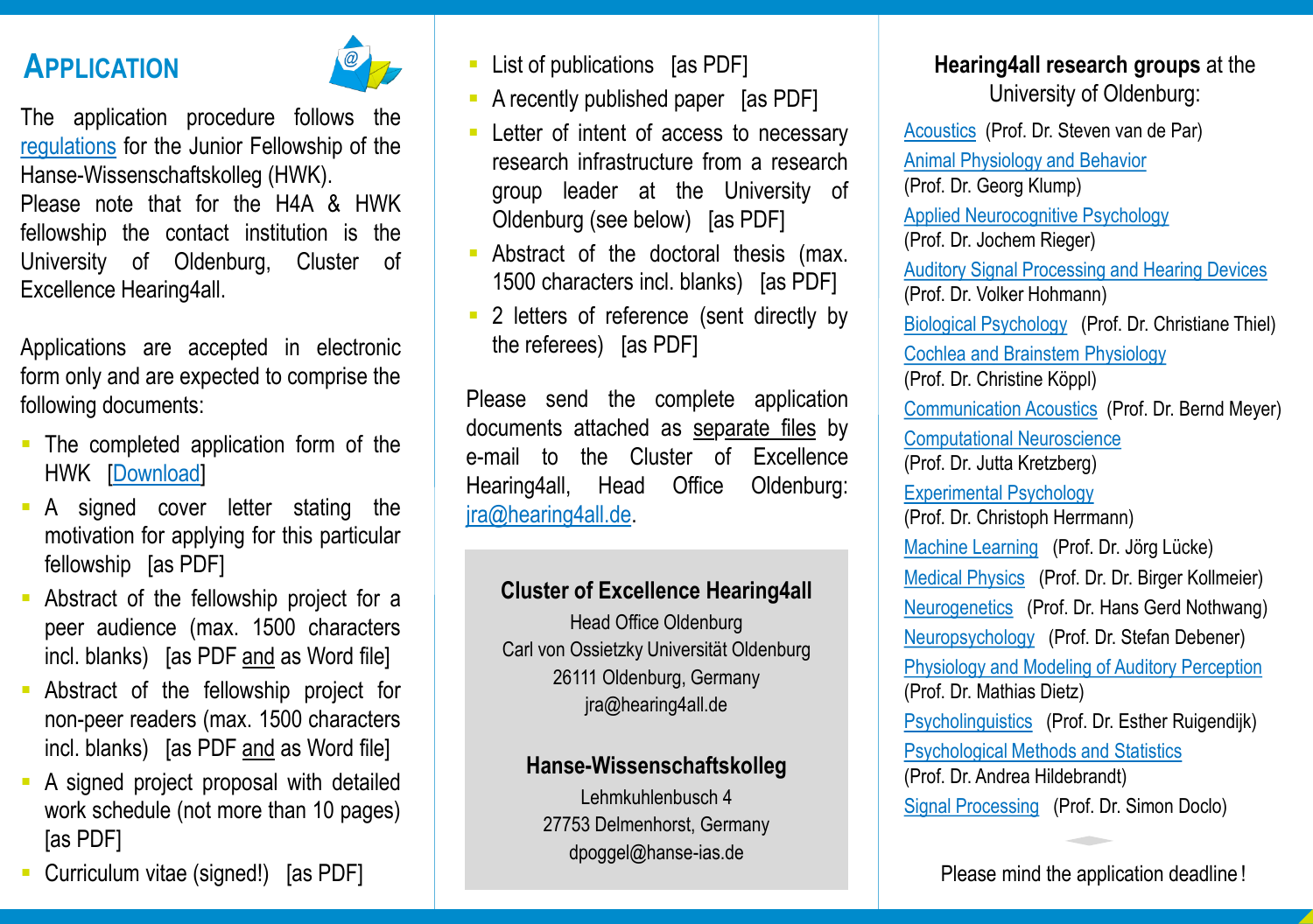## Application

The application procedure follows the regulations for the Junior Fellowship of the Hanse-Wissenschaftskolleg (HWK). Please note that for the H4A & HWK fellowship the contact institution is the University of Oldenburg, Cluster of Excellence Hearing4all.

Applications are accepted in electronic form only and are expected to comprise the following documents:

- The completed application form of the HWK [Download]
- A signed cover letter stating the motivation for applying for this particular fellowship [as PDF]
- Abstract of the fellowship project for a peer audience (max. 1500 characters incl. blanks) [as PDF and as Word file]
- Abstract of the fellowship project for non-peer readers (max. 1500 characters incl. blanks) [as PDF and as Word file]
- A signed project proposal with detailed work schedule (not more than 10 pages) [as PDF]
- Curriculum vitae (signed!) [as PDF]
- List of publications [as PDF]
- A recently published paper [as PDF]
- Letter of intent of access to necessary research infrastructure from a research group leader at the University of Oldenburg (see below) [as PDF]
- Abstract of the doctoral thesis (max. 1500 characters incl. blanks) [as PDF]
- 2 letters of reference (sent directly by the referees) [as PDF]

Please send the complete application documents attached as separate files by e-mail to the Cluster of Excellence Hearing4all, Head Office Oldenburg: jra@hearing4all.de.

**Cluster of Excellence Hearing4all**
Head Office Oldenburg
Carl von Ossietzky Universität Oldenburg
26111 Oldenburg, Germany
jra@hearing4all.de

**Hanse-Wissenschaftskolleg**
Lehmkuhlenbusch 4
27753 Delmenhorst, Germany
dpoggel@hanse-ias.de

**Hearing4all research groups** at the University of Oldenburg:

- Acoustics (Prof. Dr. Steven van de Par)
- Animal Physiology and Behavior (Prof. Dr. Georg Klump)
- Applied Neurocognitive Psychology (Prof. Dr. Jochem Rieger)
- Auditory Signal Processing and Hearing Devices (Prof. Dr. Volker Hohmann)
- Biological Psychology (Prof. Dr. Christiane Thiel)
- Cochlea and Brainstem Physiology (Prof. Dr. Christine Köppl)
- Communication Acoustics (Prof. Dr. Bernd Meyer)
- Computational Neuroscience (Prof. Dr. Jutta Kretzberg)
- Experimental Psychology (Prof. Dr. Christoph Herrmann)
- Machine Learning (Prof. Dr. Jörg Lücke)
- Medical Physics (Prof. Dr. Dr. Birger Kollmeier)
- Neurogenetics (Prof. Dr. Hans Gerd Nothwang)
- Neuropsychology (Prof. Dr. Stefan Debener)
- Physiology and Modeling of Auditory Perception (Prof. Dr. Mathias Dietz)
- Psycholinguistics (Prof. Dr. Esther Ruigendijk)
- Psychological Methods and Statistics (Prof. Dr. Andrea Hildebrandt)
- Signal Processing (Prof. Dr. Simon Doclo)

Please mind the application deadline!